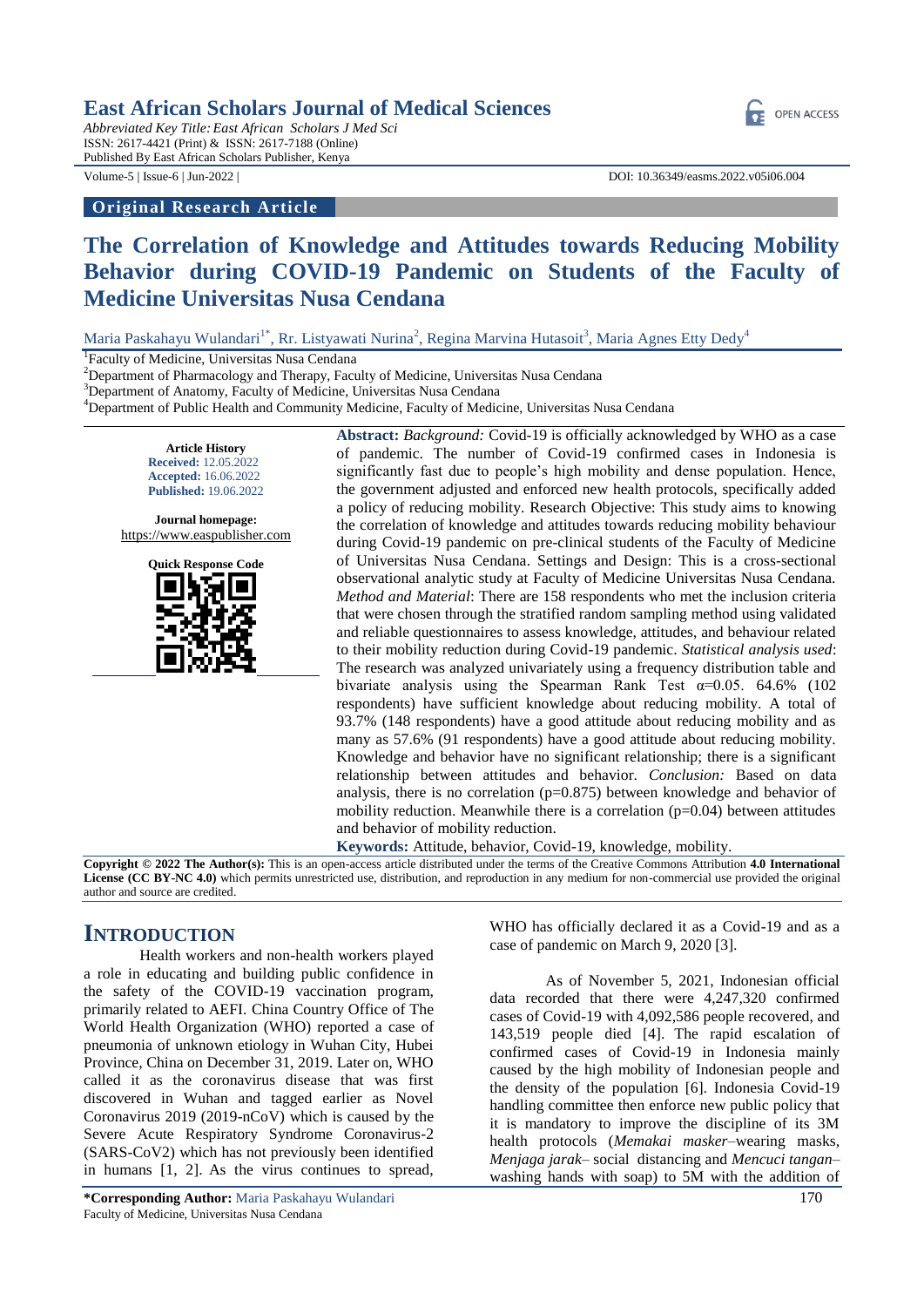# East African Scholars Journal of Medical Sciences

*Abbreviated Key Title: East African Scholars J Med Sci*
ISSN: 2617-4421 (Print) & ISSN: 2617-7188 (Online)
Published By East African Scholars Publisher, Kenya

Volume-5 | Issue-6 | Jun-2022 | DOI: 10.36349/easms.2022.v05i06.004

**Original Research Article**

# The Correlation of Knowledge and Attitudes towards Reducing Mobility Behavior during COVID-19 Pandemic on Students of the Faculty of Medicine Universitas Nusa Cendana

Maria Paskahayu Wulandari[1*], Rr. Listyawati Nurina[2], Regina Marvina Hutasoit[3], Maria Agnes Etty Dedy[4]

[1]Faculty of Medicine, Universitas Nusa Cendana
[2]Department of Pharmacology and Therapy, Faculty of Medicine, Universitas Nusa Cendana
[3]Department of Anatomy, Faculty of Medicine, Universitas Nusa Cendana
[4]Department of Public Health and Community Medicine, Faculty of Medicine, Universitas Nusa Cendana

**Article History**
**Received:** 12.05.2022
**Accepted:** 16.06.2022
**Published:** 19.06.2022

**Journal homepage:**
https://www.easpublisher.com

**Quick Response Code**

**Abstract:** *Background:* Covid-19 is officially acknowledged by WHO as a case of pandemic. The number of Covid-19 confirmed cases in Indonesia is significantly fast due to people's high mobility and dense population. Hence, the government adjusted and enforced new health protocols, specifically added a policy of reducing mobility. Research Objective: This study aims to knowing the correlation of knowledge and attitudes towards reducing mobility behaviour during Covid-19 pandemic on pre-clinical students of the Faculty of Medicine of Universitas Nusa Cendana. Settings and Design: This is a cross-sectional observational analytic study at Faculty of Medicine Universitas Nusa Cendana. *Method and Material*: There are 158 respondents who met the inclusion criteria that were chosen through the stratified random sampling method using validated and reliable questionnaires to assess knowledge, attitudes, and behaviour related to their mobility reduction during Covid-19 pandemic. *Statistical analysis used*: The research was analyzed univariately using a frequency distribution table and bivariate analysis using the Spearman Rank Test $\alpha$=0.05. 64.6% (102 respondents) have sufficient knowledge about reducing mobility. A total of 93.7% (148 respondents) have a good attitude about reducing mobility and as many as 57.6% (91 respondents) have a good attitude about reducing mobility. Knowledge and behavior have no significant relationship; there is a significant relationship between attitudes and behavior. *Conclusion:* Based on data analysis, there is no correlation (p=0.875) between knowledge and behavior of mobility reduction. Meanwhile there is a correlation (p=0.04) between attitudes and behavior of mobility reduction.

**Keywords:** Attitude, behavior, Covid-19, knowledge, mobility.

**Copyright © 2022 The Author(s):** This is an open-access article distributed under the terms of the Creative Commons Attribution **4.0 International License (CC BY-NC 4.0)** which permits unrestricted use, distribution, and reproduction in any medium for non-commercial use provided the original author and source are credited.

## INTRODUCTION

Health workers and non-health workers played a role in educating and building public confidence in the safety of the COVID-19 vaccination program, primarily related to AEFI. China Country Office of The World Health Organization (WHO) reported a case of pneumonia of unknown etiology in Wuhan City, Hubei Province, China on December 31, 2019. Later on, WHO called it as the coronavirus disease that was first discovered in Wuhan and tagged earlier as Novel Coronavirus 2019 (2019-nCoV) which is caused by the Severe Acute Respiratory Syndrome Coronavirus-2 (SARS-CoV2) which has not previously been identified in humans [1, 2]. As the virus continues to spread, WHO has officially declared it as a Covid-19 and as a case of pandemic on March 9, 2020 [3].

As of November 5, 2021, Indonesian official data recorded that there were 4,247,320 confirmed cases of Covid-19 with 4,092,586 people recovered, and 143,519 people died [4]. The rapid escalation of confirmed cases of Covid-19 in Indonesia mainly caused by the high mobility of Indonesian people and the density of the population [6]. Indonesia Covid-19 handling committee then enforce new public policy that it is mandatory to improve the discipline of its 3M health protocols (*Memakai masker*–wearing masks, *Menjaga jarak*– social distancing and *Mencuci tangan*– washing hands with soap) to 5M with the addition of

**\*Corresponding Author:** Maria Paskahayu Wulandari
Faculty of Medicine, Universitas Nusa Cendana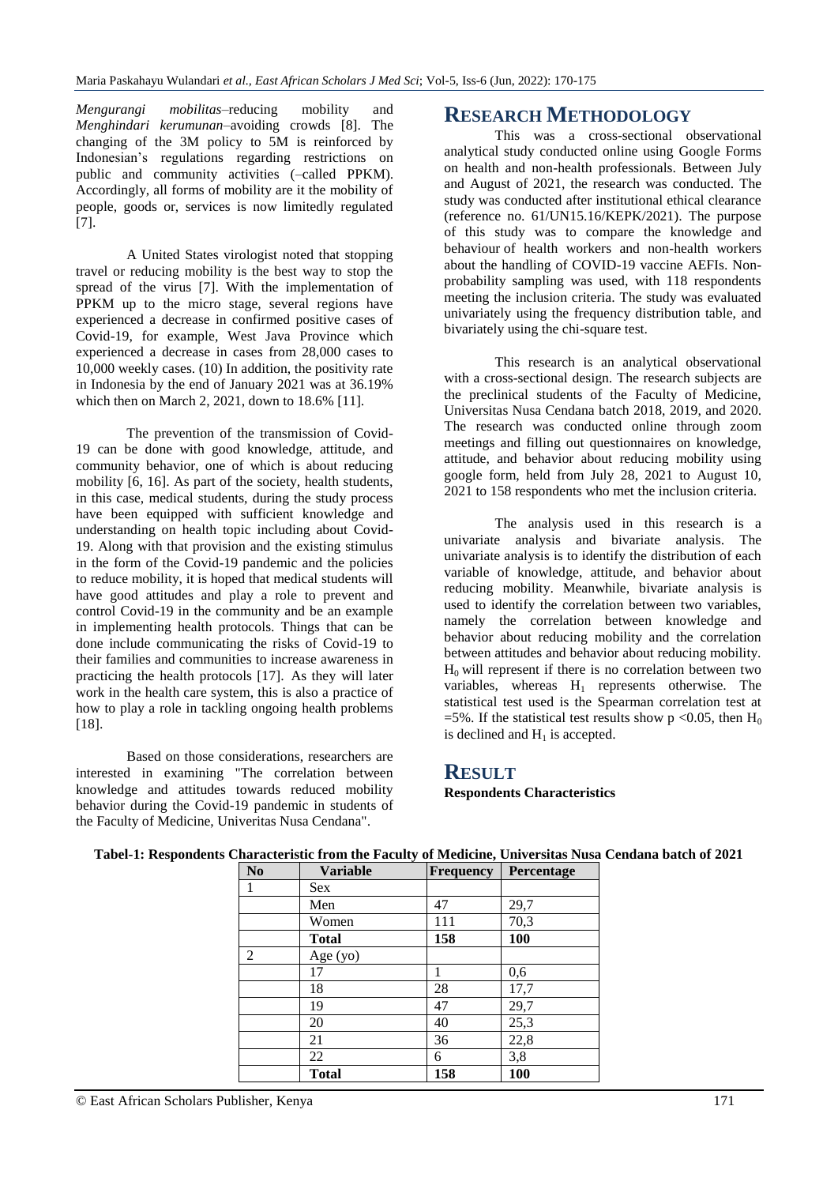*Mengurangi mobilitas*–reducing mobility and *Menghindari kerumunan*–avoiding crowds [8]. The changing of the 3M policy to 5M is reinforced by Indonesian's regulations regarding restrictions on public and community activities (–called PPKM). Accordingly, all forms of mobility are it the mobility of people, goods or, services is now limitedly regulated [7].

A United States virologist noted that stopping travel or reducing mobility is the best way to stop the spread of the virus [7]. With the implementation of PPKM up to the micro stage, several regions have experienced a decrease in confirmed positive cases of Covid-19, for example, West Java Province which experienced a decrease in cases from 28,000 cases to 10,000 weekly cases. (10) In addition, the positivity rate in Indonesia by the end of January 2021 was at 36.19% which then on March 2, 2021, down to 18.6% [11].

The prevention of the transmission of Covid-19 can be done with good knowledge, attitude, and community behavior, one of which is about reducing mobility [6, 16]. As part of the society, health students, in this case, medical students, during the study process have been equipped with sufficient knowledge and understanding on health topic including about Covid-19. Along with that provision and the existing stimulus in the form of the Covid-19 pandemic and the policies to reduce mobility, it is hoped that medical students will have good attitudes and play a role to prevent and control Covid-19 in the community and be an example in implementing health protocols. Things that can be done include communicating the risks of Covid-19 to their families and communities to increase awareness in practicing the health protocols [17]. As they will later work in the health care system, this is also a practice of how to play a role in tackling ongoing health problems [18].

Based on those considerations, researchers are interested in examining "The correlation between knowledge and attitudes towards reduced mobility behavior during the Covid-19 pandemic in students of the Faculty of Medicine, Univeritas Nusa Cendana".

# RESEARCH METHODOLOGY

This was a cross-sectional observational analytical study conducted online using Google Forms on health and non-health professionals. Between July and August of 2021, the research was conducted. The study was conducted after institutional ethical clearance (reference no. 61/UN15.16/KEPK/2021). The purpose of this study was to compare the knowledge and behaviour of health workers and non-health workers about the handling of COVID-19 vaccine AEFIs. Non-probability sampling was used, with 118 respondents meeting the inclusion criteria. The study was evaluated univariately using the frequency distribution table, and bivariately using the chi-square test.

This research is an analytical observational with a cross-sectional design. The research subjects are the preclinical students of the Faculty of Medicine, Universitas Nusa Cendana batch 2018, 2019, and 2020. The research was conducted online through zoom meetings and filling out questionnaires on knowledge, attitude, and behavior about reducing mobility using google form, held from July 28, 2021 to August 10, 2021 to 158 respondents who met the inclusion criteria.

The analysis used in this research is a univariate analysis and bivariate analysis. The univariate analysis is to identify the distribution of each variable of knowledge, attitude, and behavior about reducing mobility. Meanwhile, bivariate analysis is used to identify the correlation between two variables, namely the correlation between knowledge and behavior about reducing mobility and the correlation between attitudes and behavior about reducing mobility. $H_0$ will represent if there is no correlation between two variables, whereas $H_1$ represents otherwise. The statistical test used is the Spearman correlation test at =5%. If the statistical test results show $p < 0.05$, then $H_0$ is declined and $H_1$ is accepted.

# RESULT

**Respondents Characteristics**

**Tabel-1: Respondents Characteristic from the Faculty of Medicine, Universitas Nusa Cendana batch of 2021**

| No | Variable | Frequency | Percentage |
|---|---|---|---|
| 1 | Sex | | |
| | Men | 47 | 29,7 |
| | Women | 111 | 70,3 |
| | **Total** | **158** | **100** |
| 2 | Age (yo) | | |
| | 17 | 1 | 0,6 |
| | 18 | 28 | 17,7 |
| | 19 | 47 | 29,7 |
| | 20 | 40 | 25,3 |
| | 21 | 36 | 22,8 |
| | 22 | 6 | 3,8 |
| | **Total** | **158** | **100** |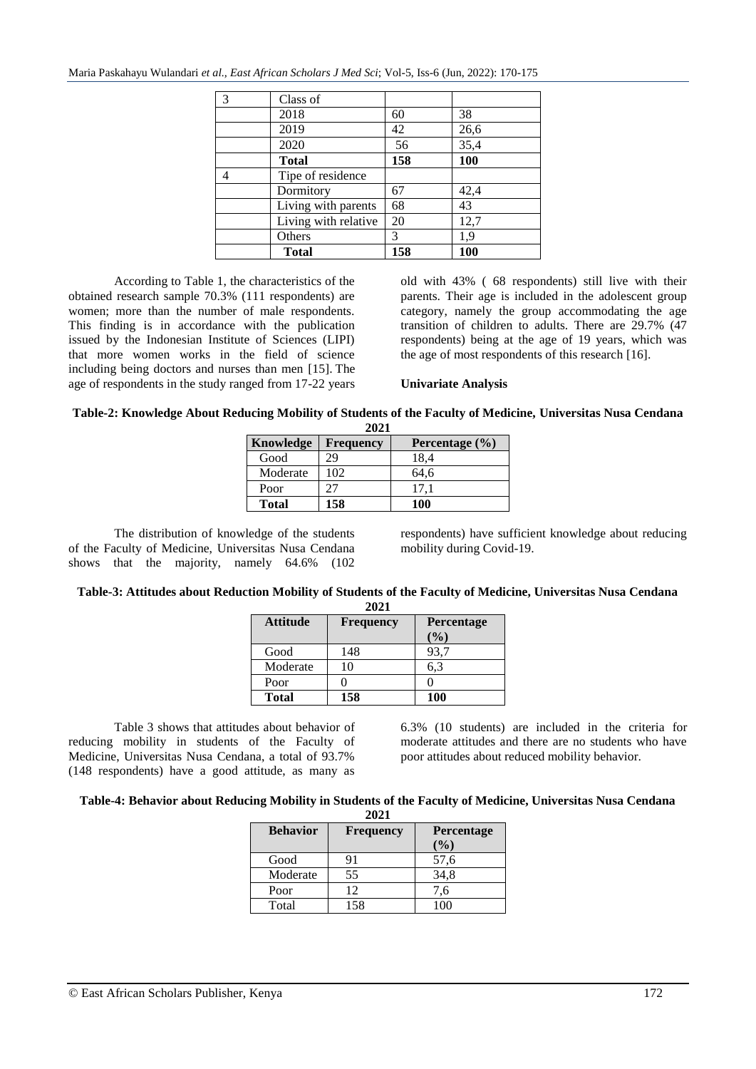| 3 | Class of | | |
|---|---|---|---|
| | 2018 | 60 | 38 |
| | 2019 | 42 | 26,6 |
| | 2020 | 56 | 35,4 |
| | **Total** | **158** | **100** |
| 4 | Tipe of residence | | |
| | Dormitory | 67 | 42,4 |
| | Living with parents | 68 | 43 |
| | Living with relative | 20 | 12,7 |
| | Others | 3 | 1,9 |
| | **Total** | **158** | **100** |

According to Table 1, the characteristics of the obtained research sample 70.3% (111 respondents) are women; more than the number of male respondents. This finding is in accordance with the publication issued by the Indonesian Institute of Sciences (LIPI) that more women works in the field of science including being doctors and nurses than men [15]. The age of respondents in the study ranged from 17-22 years old with 43% ( 68 respondents) still live with their parents. Their age is included in the adolescent group category, namely the group accommodating the age transition of children to adults. There are 29.7% (47 respondents) being at the age of 19 years, which was the age of most respondents of this research [16].

**Univariate Analysis**

**Table-2: Knowledge About Reducing Mobility of Students of the Faculty of Medicine, Universitas Nusa Cendana 2021**

| **Knowledge** | **Frequency** | **Percentage (%)** |
|---|---|---|
| Good | 29 | 18,4 |
| Moderate | 102 | 64,6 |
| Poor | 27 | 17,1 |
| **Total** | **158** | **100** |

The distribution of knowledge of the students of the Faculty of Medicine, Universitas Nusa Cendana shows that the majority, namely 64.6% (102 respondents) have sufficient knowledge about reducing mobility during Covid-19.

**Table-3: Attitudes about Reduction Mobility of Students of the Faculty of Medicine, Universitas Nusa Cendana 2021**

| **Attitude** | **Frequency** | **Percentage (%)** |
|---|---|---|
| Good | 148 | 93,7 |
| Moderate | 10 | 6,3 |
| Poor | 0 | 0 |
| **Total** | **158** | **100** |

Table 3 shows that attitudes about behavior of reducing mobility in students of the Faculty of Medicine, Universitas Nusa Cendana, a total of 93.7% (148 respondents) have a good attitude, as many as 6.3% (10 students) are included in the criteria for moderate attitudes and there are no students who have poor attitudes about reduced mobility behavior.

**Table-4: Behavior about Reducing Mobility in Students of the Faculty of Medicine, Universitas Nusa Cendana 2021**

| **Behavior** | **Frequency** | **Percentage (%)** |
|---|---|---|
| Good | 91 | 57,6 |
| Moderate | 55 | 34,8 |
| Poor | 12 | 7,6 |
| Total | 158 | 100 |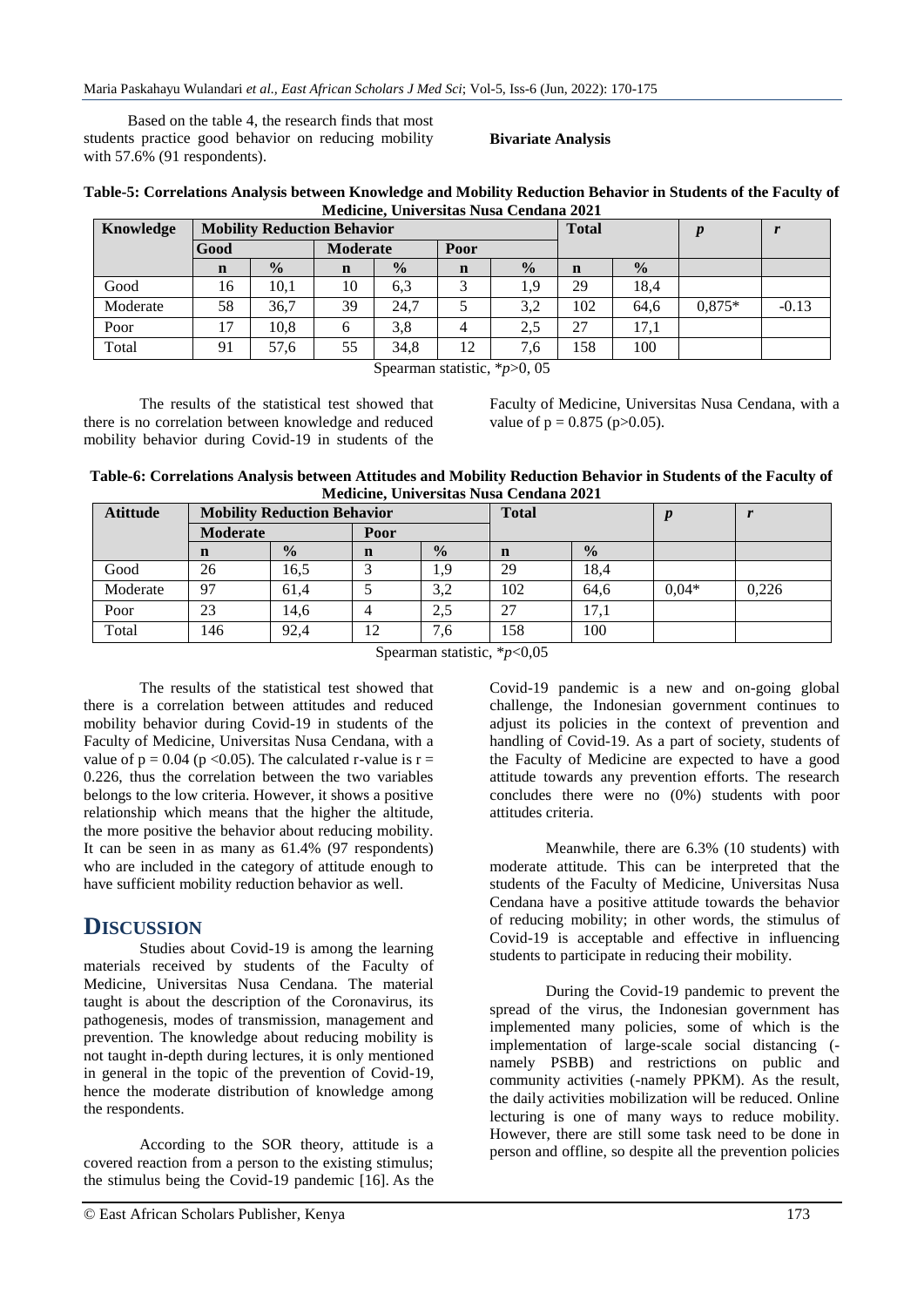Based on the table 4, the research finds that most students practice good behavior on reducing mobility with 57.6% (91 respondents).

**Bivariate Analysis**

**Table-5: Correlations Analysis between Knowledge and Mobility Reduction Behavior in Students of the Faculty of Medicine, Universitas Nusa Cendana 2021**

| Knowledge | Mobility Reduction Behavior | | | | | | Total | | *p* | *r* |
|---|---|---|---|---|---|---|---|---|---|---|
| | Good | | Moderate | | Poor | | | | | |
| | n | % | n | % | n | % | n | % | | |
| Good | 16 | 10,1 | 10 | 6,3 | 3 | 1,9 | 29 | 18,4 | | |
| Moderate | 58 | 36,7 | 39 | 24,7 | 5 | 3,2 | 102 | 64,6 | 0,875* | -0.13 |
| Poor | 17 | 10,8 | 6 | 3,8 | 4 | 2,5 | 27 | 17,1 | | |
| Total | 91 | 57,6 | 55 | 34,8 | 12 | 7,6 | 158 | 100 | | |

Spearman statistic, $*p>0,05$

The results of the statistical test showed that there is no correlation between knowledge and reduced mobility behavior during Covid-19 in students of the Faculty of Medicine, Universitas Nusa Cendana, with a value of $p = 0.875$ ($p>0.05$).

**Table-6: Correlations Analysis between Attitudes and Mobility Reduction Behavior in Students of the Faculty of Medicine, Universitas Nusa Cendana 2021**

| Atittude | Mobility Reduction Behavior | | | | Total | | *p* | *r* |
|---|---|---|---|---|---|---|---|---|
| | Moderate | | Poor | | | | | |
| | n | % | n | % | n | % | | |
| Good | 26 | 16,5 | 3 | 1,9 | 29 | 18,4 | | |
| Moderate | 97 | 61,4 | 5 | 3,2 | 102 | 64,6 | 0,04* | 0,226 |
| Poor | 23 | 14,6 | 4 | 2,5 | 27 | 17,1 | | |
| Total | 146 | 92,4 | 12 | 7,6 | 158 | 100 | | |

Spearman statistic, $*p<0,05$

The results of the statistical test showed that there is a correlation between attitudes and reduced mobility behavior during Covid-19 in students of the Faculty of Medicine, Universitas Nusa Cendana, with a value of $p = 0.04$ ($p <0.05$). The calculated r-value is $r = 0.226$, thus the correlation between the two variables belongs to the low criteria. However, it shows a positive relationship which means that the higher the altitude, the more positive the behavior about reducing mobility. It can be seen in as many as 61.4% (97 respondents) who are included in the category of attitude enough to have sufficient mobility reduction behavior as well.

# DISCUSSION

Studies about Covid-19 is among the learning materials received by students of the Faculty of Medicine, Universitas Nusa Cendana. The material taught is about the description of the Coronavirus, its pathogenesis, modes of transmission, management and prevention. The knowledge about reducing mobility is not taught in-depth during lectures, it is only mentioned in general in the topic of the prevention of Covid-19, hence the moderate distribution of knowledge among the respondents.

According to the SOR theory, attitude is a covered reaction from a person to the existing stimulus; the stimulus being the Covid-19 pandemic [16]. As the Covid-19 pandemic is a new and on-going global challenge, the Indonesian government continues to adjust its policies in the context of prevention and handling of Covid-19. As a part of society, students of the Faculty of Medicine are expected to have a good attitude towards any prevention efforts. The research concludes there were no (0%) students with poor attitudes criteria.

Meanwhile, there are 6.3% (10 students) with moderate attitude. This can be interpreted that the students of the Faculty of Medicine, Universitas Nusa Cendana have a positive attitude towards the behavior of reducing mobility; in other words, the stimulus of Covid-19 is acceptable and effective in influencing students to participate in reducing their mobility.

During the Covid-19 pandemic to prevent the spread of the virus, the Indonesian government has implemented many policies, some of which is the implementation of large-scale social distancing (-namely PSBB) and restrictions on public and community activities (-namely PPKM). As the result, the daily activities mobilization will be reduced. Online lecturing is one of many ways to reduce mobility. However, there are still some task need to be done in person and offline, so despite all the prevention policies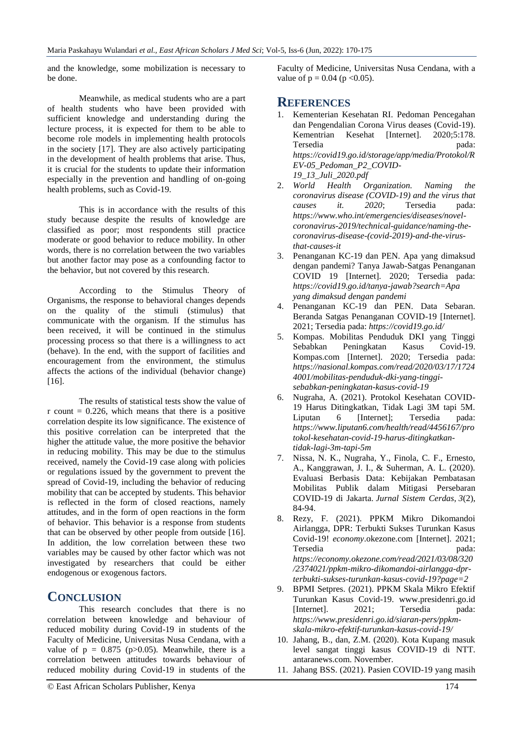and the knowledge, some mobilization is necessary to be done.

Meanwhile, as medical students who are a part of health students who have been provided with sufficient knowledge and understanding during the lecture process, it is expected for them to be able to become role models in implementing health protocols in the society [17]. They are also actively participating in the development of health problems that arise. Thus, it is crucial for the students to update their information especially in the prevention and handling of on-going health problems, such as Covid-19.

This is in accordance with the results of this study because despite the results of knowledge are classified as poor; most respondents still practice moderate or good behavior to reduce mobility. In other words, there is no correlation between the two variables but another factor may pose as a confounding factor to the behavior, but not covered by this research.

According to the Stimulus Theory of Organisms, the response to behavioral changes depends on the quality of the stimuli (stimulus) that communicate with the organism. If the stimulus has been received, it will be continued in the stimulus processing process so that there is a willingness to act (behave). In the end, with the support of facilities and encouragement from the environment, the stimulus affects the actions of the individual (behavior change) [16].

The results of statistical tests show the value of r count = 0.226, which means that there is a positive correlation despite its low significance. The existence of this positive correlation can be interpreted that the higher the attitude value, the more positive the behavior in reducing mobility. This may be due to the stimulus received, namely the Covid-19 case along with policies or regulations issued by the government to prevent the spread of Covid-19, including the behavior of reducing mobility that can be accepted by students. This behavior is reflected in the form of closed reactions, namely attitudes, and in the form of open reactions in the form of behavior. This behavior is a response from students that can be observed by other people from outside [16]. In addition, the low correlation between these two variables may be caused by other factor which was not investigated by researchers that could be either endogenous or exogenous factors.

## CONCLUSION

This research concludes that there is no correlation between knowledge and behaviour of reduced mobility during Covid-19 in students of the Faculty of Medicine, Universitas Nusa Cendana, with a value of $p = 0.875$ ($p > 0.05$). Meanwhile, there is a correlation between attitudes towards behaviour of reduced mobility during Covid-19 in students of the Faculty of Medicine, Universitas Nusa Cendana, with a value of $p = 0.04$ ($p < 0.05$).

## REFERENCES

1. Kementerian Kesehatan RI. Pedoman Pencegahan dan Pengendalian Corona Virus deases (Covid-19). Kementrian Kesehat [Internet]. 2020;5:178. Tersedia pada: *https://covid19.go.id/storage/app/media/Protokol/REV-05_Pedoman_P2_COVID-19_13_Juli_2020.pdf*
2. *World Health Organization. Naming the coronavirus disease (COVID-19) and the virus that causes it. 2020*; Tersedia pada: *https://www.who.int/emergencies/diseases/novel-coronavirus-2019/technical-guidance/naming-the-coronavirus-disease-(covid-2019)-and-the-virus-that-causes-it*
3. Penanganan KC-19 dan PEN. Apa yang dimaksud dengan pandemi? Tanya Jawab-Satgas Penanganan COVID 19 [Internet]. 2020; Tersedia pada: *https://covid19.go.id/tanya-jawab?search=Apa yang dimaksud dengan pandemi*
4. Penanganan KC-19 dan PEN. Data Sebaran. Beranda Satgas Penanganan COVID-19 [Internet]. 2021; Tersedia pada: *https://covid19.go.id/*
5. Kompas. Mobilitas Penduduk DKI yang Tinggi Sebabkan Peningkatan Kasus Covid-19. Kompas.com [Internet]. 2020; Tersedia pada: *https://nasional.kompas.com/read/2020/03/17/17244001/mobilitas-penduduk-dki-yang-tinggi-sebabkan-peningkatan-kasus-covid-19*
6. Nugraha, A. (2021). Protokol Kesehatan COVID-19 Harus Ditingkatkan, Tidak Lagi 3M tapi 5M. Liputan 6 [Internet]; Tersedia pada: *https://www.liputan6.com/health/read/4456167/protokol-kesehatan-covid-19-harus-ditingkatkan-tidak-lagi-3m-tapi-5m*
7. Nissa, N. K., Nugraha, Y., Finola, C. F., Ernesto, A., Kanggrawan, J. I., & Suherman, A. L. (2020). Evaluasi Berbasis Data: Kebijakan Pembatasan Mobilitas Publik dalam Mitigasi Persebaran COVID-19 di Jakarta. *Jurnal Sistem Cerdas*, *3*(2), 84-94.
8. Rezy, F. (2021). PPKM Mikro Dikomandoi Airlangga, DPR: Terbukti Sukses Turunkan Kasus Covid-19! *economy*.okezone.com [Internet]. 2021; Tersedia pada: *https://economy.okezone.com/read/2021/03/08/320/2374021/ppkm-mikro-dikomandoi-airlangga-dpr-terbukti-sukses-turunkan-kasus-covid-19?page=2*
9. BPMI Setpres. (2021). PPKM Skala Mikro Efektif Turunkan Kasus Covid-19. www.presidenri.go.id [Internet]. 2021; Tersedia pada: *https://www.presidenri.go.id/siaran-pers/ppkm-skala-mikro-efektif-turunkan-kasus-covid-19/*
10. Jahang, B., dan, Z.M. (2020). Kota Kupang masuk level sangat tinggi kasus COVID-19 di NTT. antaranews.com. November.
11. Jahang BSS. (2021). Pasien COVID-19 yang masih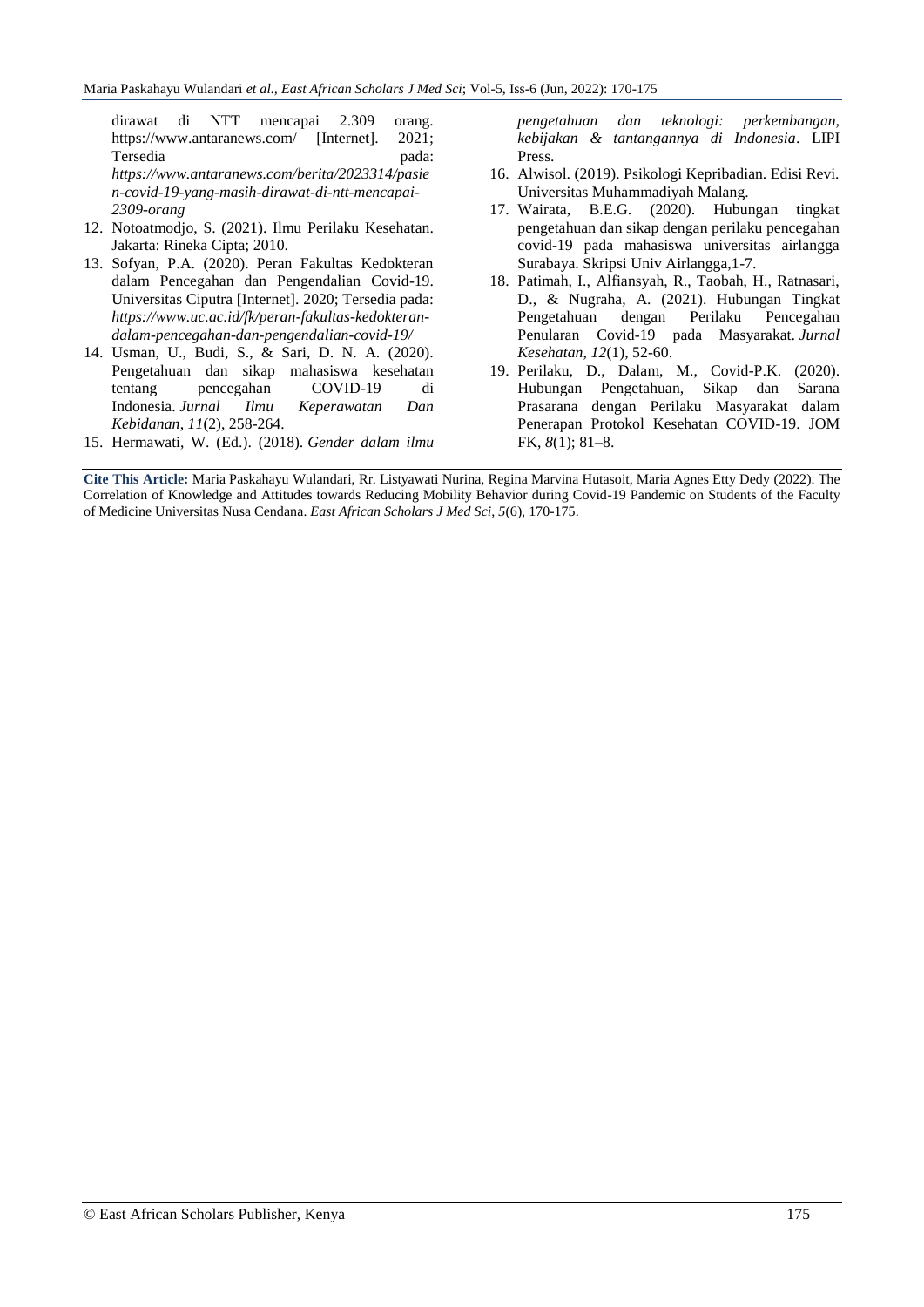dirawat di NTT mencapai 2.309 orang. https://www.antaranews.com/ [Internet]. 2021; Tersedia pada: *https://www.antaranews.com/berita/2023314/pasien-covid-19-yang-masih-dirawat-di-ntt-mencapai-2309-orang*

12. Notoatmodjo, S. (2021). Ilmu Perilaku Kesehatan. Jakarta: Rineka Cipta; 2010.
13. Sofyan, P.A. (2020). Peran Fakultas Kedokteran dalam Pencegahan dan Pengendalian Covid-19. Universitas Ciputra [Internet]. 2020; Tersedia pada: *https://www.uc.ac.id/fk/peran-fakultas-kedokteran-dalam-pencegahan-dan-pengendalian-covid-19/*
14. Usman, U., Budi, S., & Sari, D. N. A. (2020). Pengetahuan dan sikap mahasiswa kesehatan tentang pencegahan COVID-19 di Indonesia. *Jurnal Ilmu Keperawatan Dan Kebidanan*, *11*(2), 258-264.
15. Hermawati, W. (Ed.). (2018). *Gender dalam ilmu pengetahuan dan teknologi: perkembangan, kebijakan & tantangannya di Indonesia*. LIPI Press.
16. Alwisol. (2019). Psikologi Kepribadian. Edisi Revi. Universitas Muhammadiyah Malang.
17. Wairata, B.E.G. (2020). Hubungan tingkat pengetahuan dan sikap dengan perilaku pencegahan covid-19 pada mahasiswa universitas airlangga Surabaya. Skripsi Univ Airlangga,1-7.
18. Patimah, I., Alfiansyah, R., Taobah, H., Ratnasari, D., & Nugraha, A. (2021). Hubungan Tingkat Pengetahuan dengan Perilaku Pencegahan Penularan Covid-19 pada Masyarakat. *Jurnal Kesehatan*, *12*(1), 52-60.
19. Perilaku, D., Dalam, M., Covid-P.K. (2020). Hubungan Pengetahuan, Sikap dan Sarana Prasarana dengan Perilaku Masyarakat dalam Penerapan Protokol Kesehatan COVID-19. JOM FK, *8*(1); 81–8.

**Cite This Article:** Maria Paskahayu Wulandari, Rr. Listyawati Nurina, Regina Marvina Hutasoit, Maria Agnes Etty Dedy (2022). The Correlation of Knowledge and Attitudes towards Reducing Mobility Behavior during Covid-19 Pandemic on Students of the Faculty of Medicine Universitas Nusa Cendana. *East African Scholars J Med Sci*, *5*(6), 170-175.